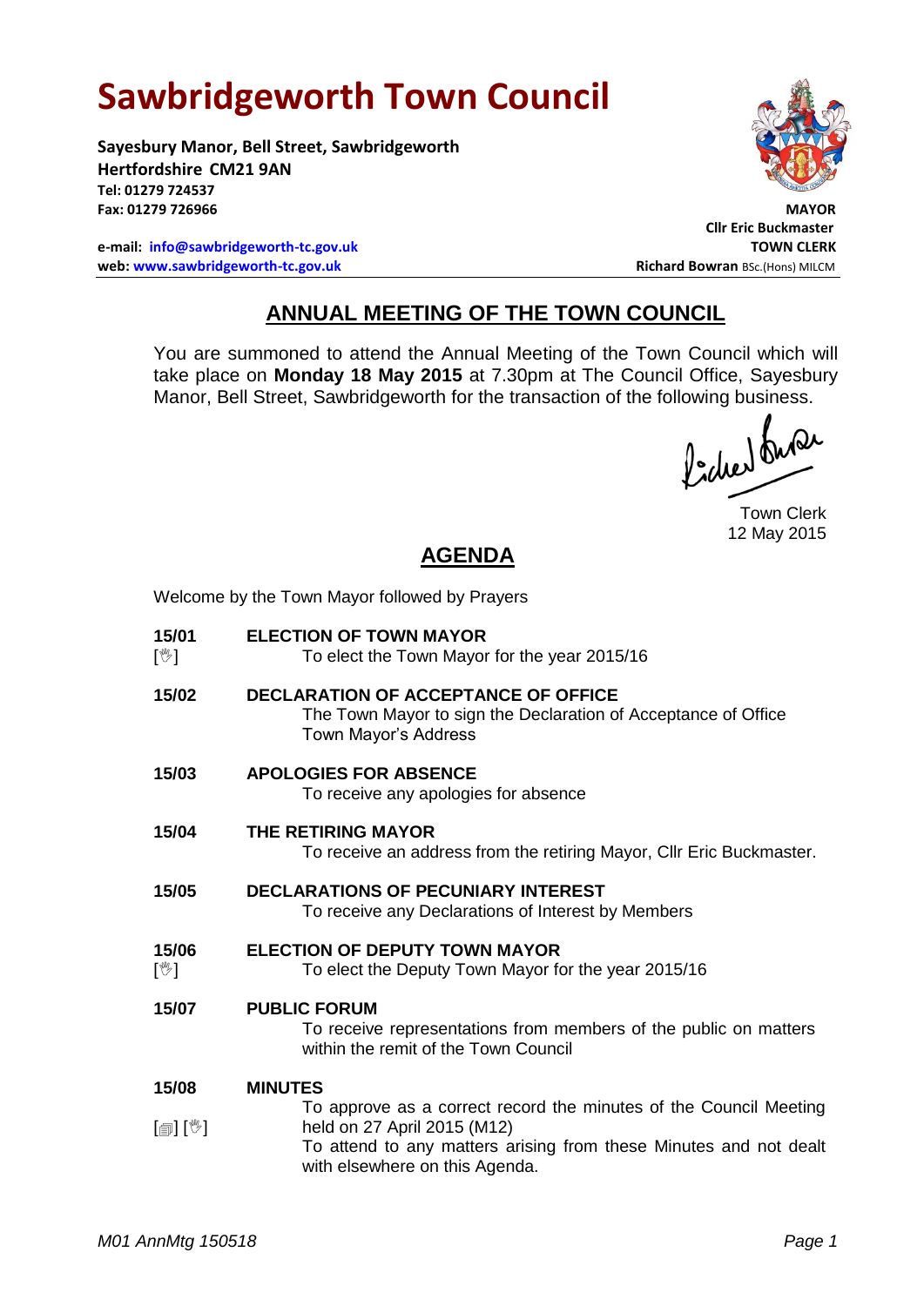# Sawbridgeworth Town Council

**Sayesbury Manor, Bell Street, Sawbridgeworth**
**Hertfordshire CM21 9AN**
**Tel: 01279 724537**
**Fax: 01279 726966**

**e-mail: info@sawbridgeworth-tc.gov.uk**
**web: www.sawbridgeworth-tc.gov.uk**

**MAYOR**
**Cllr Eric Buckmaster**
**TOWN CLERK**
**Richard Bowran** BSc.(Hons) MILCM

## ANNUAL MEETING OF THE TOWN COUNCIL

You are summoned to attend the Annual Meeting of the Town Council which will take place on **Monday 18 May 2015** at 7.30pm at The Council Office, Sayesbury Manor, Bell Street, Sawbridgeworth for the transaction of the following business.

Town Clerk
12 May 2015

## AGENDA

Welcome by the Town Mayor followed by Prayers

**15/01** [✋] **ELECTION OF TOWN MAYOR**
To elect the Town Mayor for the year 2015/16

**15/02** **DECLARATION OF ACCEPTANCE OF OFFICE**
The Town Mayor to sign the Declaration of Acceptance of Office
Town Mayor's Address

**15/03** **APOLOGIES FOR ABSENCE**
To receive any apologies for absence

**15/04** **THE RETIRING MAYOR**
To receive an address from the retiring Mayor, Cllr Eric Buckmaster.

**15/05** **DECLARATIONS OF PECUNIARY INTEREST**
To receive any Declarations of Interest by Members

**15/06** [✋] **ELECTION OF DEPUTY TOWN MAYOR**
To elect the Deputy Town Mayor for the year 2015/16

**15/07** **PUBLIC FORUM**
To receive representations from members of the public on matters within the remit of the Town Council

**15/08** [📄] [✋] **MINUTES**
To approve as a correct record the minutes of the Council Meeting held on 27 April 2015 (M12)
To attend to any matters arising from these Minutes and not dealt with elsewhere on this Agenda.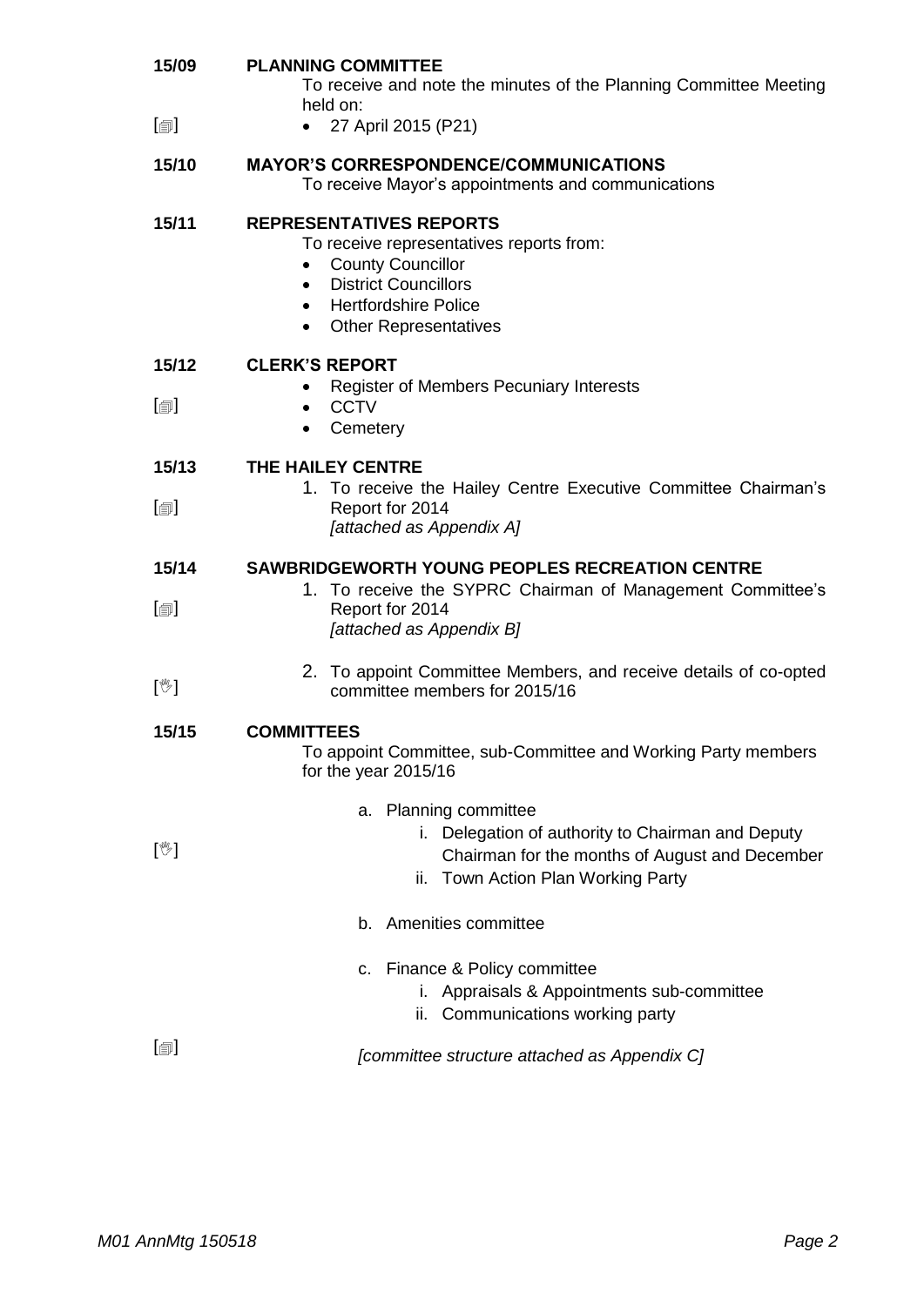**15/09 PLANNING COMMITTEE**

To receive and note the minutes of the Planning Committee Meeting held on:

[🗐] • 27 April 2015 (P21)

**15/10 MAYOR'S CORRESPONDENCE/COMMUNICATIONS**

To receive Mayor's appointments and communications

**15/11 REPRESENTATIVES REPORTS**

To receive representatives reports from:

- County Councillor
- District Councillors
- Hertfordshire Police
- Other Representatives

**15/12 CLERK'S REPORT**

[🗐]

- Register of Members Pecuniary Interests
- CCTV
- Cemetery

**15/13 THE HAILEY CENTRE**

[🗐]

1. To receive the Hailey Centre Executive Committee Chairman's Report for 2014
   *[attached as Appendix A]*

**15/14 SAWBRIDGEWORTH YOUNG PEOPLES RECREATION CENTRE**

[🗐]

1. To receive the SYPRC Chairman of Management Committee's Report for 2014
   *[attached as Appendix B]*

[✋]

2. To appoint Committee Members, and receive details of co-opted committee members for 2015/16

**15/15 COMMITTEES**

To appoint Committee, sub-Committee and Working Party members for the year 2015/16

[✋]

a. Planning committee
   i. Delegation of authority to Chairman and Deputy Chairman for the months of August and December
   ii. Town Action Plan Working Party

b. Amenities committee

c. Finance & Policy committee
   i. Appraisals & Appointments sub-committee
   ii. Communications working party

[🗐] *[committee structure attached as Appendix C]*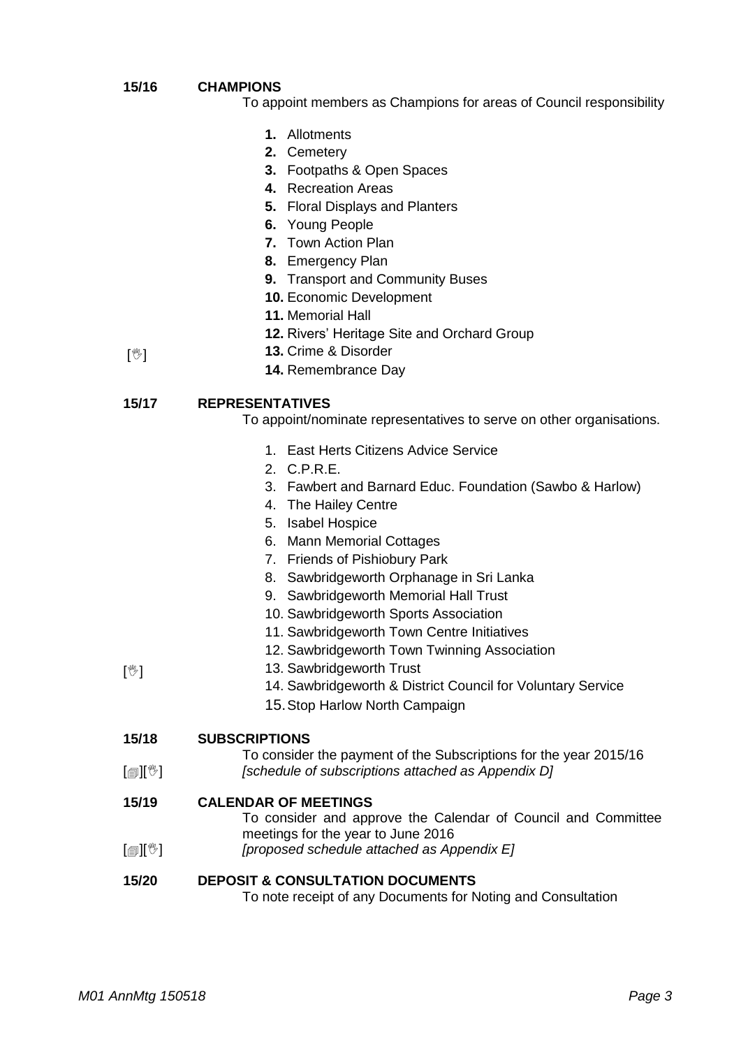**15/16 CHAMPIONS**

To appoint members as Champions for areas of Council responsibility

1. Allotments
2. Cemetery
3. Footpaths & Open Spaces
4. Recreation Areas
5. Floral Displays and Planters
6. Young People
7. Town Action Plan
8. Emergency Plan
9. Transport and Community Buses
10. Economic Development
11. Memorial Hall
12. Rivers' Heritage Site and Orchard Group
13. Crime & Disorder
14. Remembrance Day

[✋]

**15/17 REPRESENTATIVES**

To appoint/nominate representatives to serve on other organisations.

1. East Herts Citizens Advice Service
2. C.P.R.E.
3. Fawbert and Barnard Educ. Foundation (Sawbo & Harlow)
4. The Hailey Centre
5. Isabel Hospice
6. Mann Memorial Cottages
7. Friends of Pishiobury Park
8. Sawbridgeworth Orphanage in Sri Lanka
9. Sawbridgeworth Memorial Hall Trust
10. Sawbridgeworth Sports Association
11. Sawbridgeworth Town Centre Initiatives
12. Sawbridgeworth Town Twinning Association
13. Sawbridgeworth Trust
14. Sawbridgeworth & District Council for Voluntary Service
15. Stop Harlow North Campaign

[✋]

**15/18 SUBSCRIPTIONS**

To consider the payment of the Subscriptions for the year 2015/16

[📄][✋] *[schedule of subscriptions attached as Appendix D]*

**15/19 CALENDAR OF MEETINGS**

To consider and approve the Calendar of Council and Committee meetings for the year to June 2016

[📄][✋] *[proposed schedule attached as Appendix E]*

**15/20 DEPOSIT & CONSULTATION DOCUMENTS**

To note receipt of any Documents for Noting and Consultation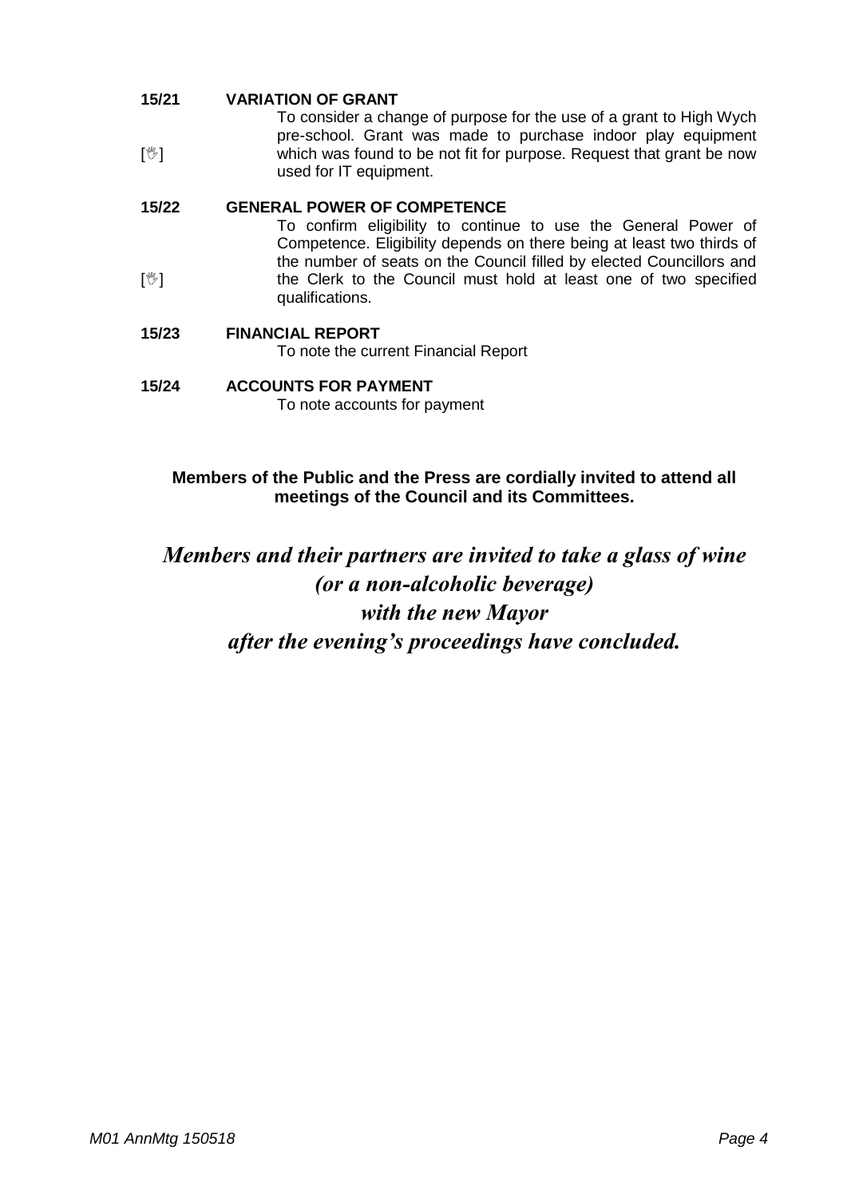**15/21 VARIATION OF GRANT**

To consider a change of purpose for the use of a grant to High Wych pre-school. Grant was made to purchase indoor play equipment which was found to be not fit for purpose. Request that grant be now used for IT equipment. [✋]

**15/22 GENERAL POWER OF COMPETENCE**

To confirm eligibility to continue to use the General Power of Competence. Eligibility depends on there being at least two thirds of the number of seats on the Council filled by elected Councillors and the Clerk to the Council must hold at least one of two specified qualifications. [✋]

**15/23 FINANCIAL REPORT**

To note the current Financial Report

**15/24 ACCOUNTS FOR PAYMENT**

To note accounts for payment

**Members of the Public and the Press are cordially invited to attend all meetings of the Council and its Committees.**

***Members and their partners are invited to take a glass of wine (or a non-alcoholic beverage) with the new Mayor after the evening's proceedings have concluded.***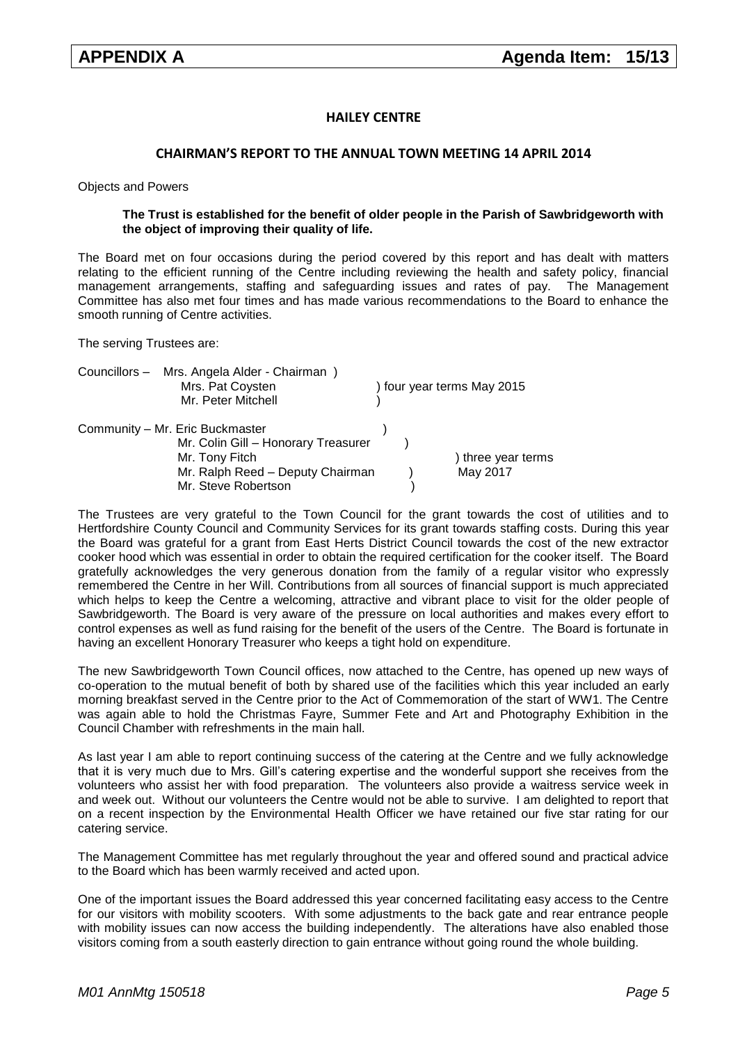**APPENDIX A** **Agenda Item: 15/13**

## HAILEY CENTRE

### CHAIRMAN'S REPORT TO THE ANNUAL TOWN MEETING 14 APRIL 2014

Objects and Powers

> **The Trust is established for the benefit of older people in the Parish of Sawbridgeworth with the object of improving their quality of life.**

The Board met on four occasions during the period covered by this report and has dealt with matters relating to the efficient running of the Centre including reviewing the health and safety policy, financial management arrangements, staffing and safeguarding issues and rates of pay. The Management Committee has also met four times and has made various recommendations to the Board to enhance the smooth running of Centre activities.

The serving Trustees are:

Councillors – Mrs. Angela Alder - Chairman )
Mrs. Pat Coysten ) four year terms May 2015
Mr. Peter Mitchell )

Community – Mr. Eric Buckmaster )
Mr. Colin Gill – Honorary Treasurer )
Mr. Tony Fitch ) three year terms
Mr. Ralph Reed – Deputy Chairman ) May 2017
Mr. Steve Robertson )

The Trustees are very grateful to the Town Council for the grant towards the cost of utilities and to Hertfordshire County Council and Community Services for its grant towards staffing costs. During this year the Board was grateful for a grant from East Herts District Council towards the cost of the new extractor cooker hood which was essential in order to obtain the required certification for the cooker itself. The Board gratefully acknowledges the very generous donation from the family of a regular visitor who expressly remembered the Centre in her Will. Contributions from all sources of financial support is much appreciated which helps to keep the Centre a welcoming, attractive and vibrant place to visit for the older people of Sawbridgeworth. The Board is very aware of the pressure on local authorities and makes every effort to control expenses as well as fund raising for the benefit of the users of the Centre. The Board is fortunate in having an excellent Honorary Treasurer who keeps a tight hold on expenditure.

The new Sawbridgeworth Town Council offices, now attached to the Centre, has opened up new ways of co-operation to the mutual benefit of both by shared use of the facilities which this year included an early morning breakfast served in the Centre prior to the Act of Commemoration of the start of WW1. The Centre was again able to hold the Christmas Fayre, Summer Fete and Art and Photography Exhibition in the Council Chamber with refreshments in the main hall.

As last year I am able to report continuing success of the catering at the Centre and we fully acknowledge that it is very much due to Mrs. Gill's catering expertise and the wonderful support she receives from the volunteers who assist her with food preparation. The volunteers also provide a waitress service week in and week out. Without our volunteers the Centre would not be able to survive. I am delighted to report that on a recent inspection by the Environmental Health Officer we have retained our five star rating for our catering service.

The Management Committee has met regularly throughout the year and offered sound and practical advice to the Board which has been warmly received and acted upon.

One of the important issues the Board addressed this year concerned facilitating easy access to the Centre for our visitors with mobility scooters. With some adjustments to the back gate and rear entrance people with mobility issues can now access the building independently. The alterations have also enabled those visitors coming from a south easterly direction to gain entrance without going round the whole building.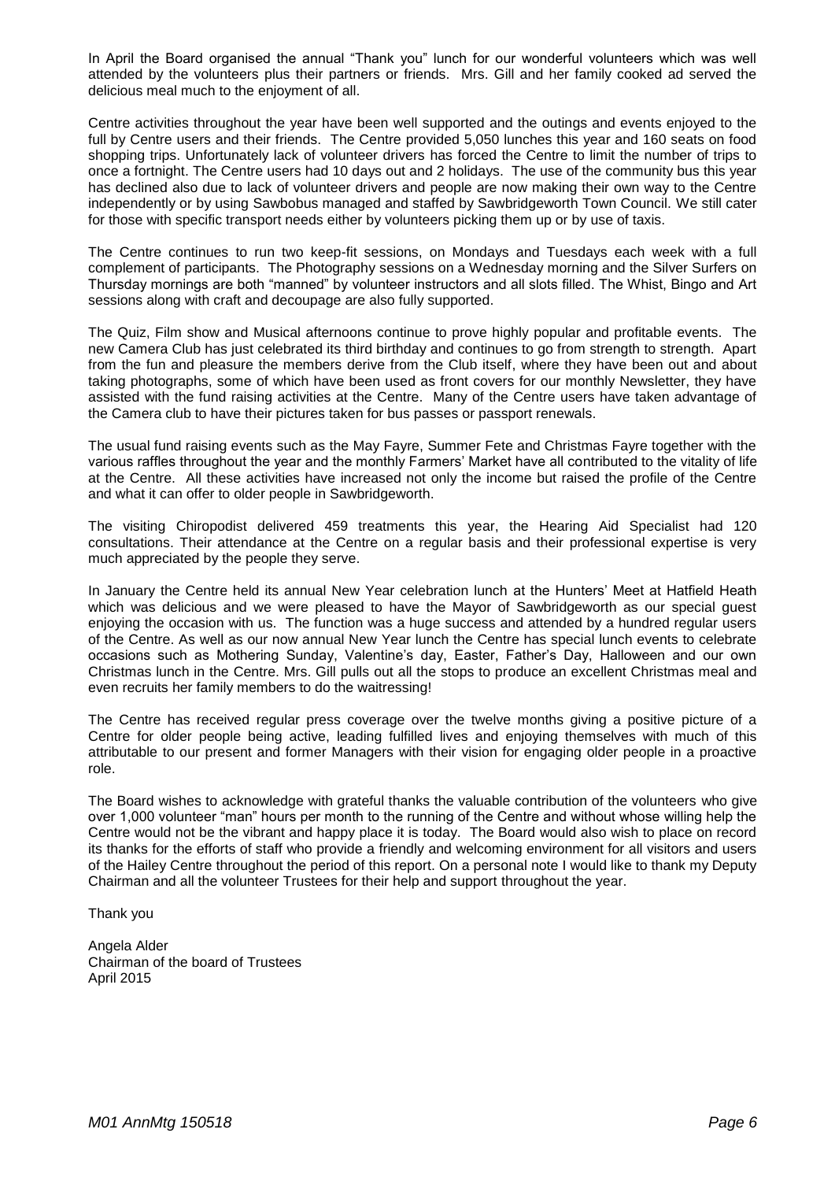In April the Board organised the annual "Thank you" lunch for our wonderful volunteers which was well attended by the volunteers plus their partners or friends. Mrs. Gill and her family cooked ad served the delicious meal much to the enjoyment of all.

Centre activities throughout the year have been well supported and the outings and events enjoyed to the full by Centre users and their friends. The Centre provided 5,050 lunches this year and 160 seats on food shopping trips. Unfortunately lack of volunteer drivers has forced the Centre to limit the number of trips to once a fortnight. The Centre users had 10 days out and 2 holidays. The use of the community bus this year has declined also due to lack of volunteer drivers and people are now making their own way to the Centre independently or by using Sawbobus managed and staffed by Sawbridgeworth Town Council. We still cater for those with specific transport needs either by volunteers picking them up or by use of taxis.

The Centre continues to run two keep-fit sessions, on Mondays and Tuesdays each week with a full complement of participants. The Photography sessions on a Wednesday morning and the Silver Surfers on Thursday mornings are both "manned" by volunteer instructors and all slots filled. The Whist, Bingo and Art sessions along with craft and decoupage are also fully supported.

The Quiz, Film show and Musical afternoons continue to prove highly popular and profitable events. The new Camera Club has just celebrated its third birthday and continues to go from strength to strength. Apart from the fun and pleasure the members derive from the Club itself, where they have been out and about taking photographs, some of which have been used as front covers for our monthly Newsletter, they have assisted with the fund raising activities at the Centre. Many of the Centre users have taken advantage of the Camera club to have their pictures taken for bus passes or passport renewals.

The usual fund raising events such as the May Fayre, Summer Fete and Christmas Fayre together with the various raffles throughout the year and the monthly Farmers' Market have all contributed to the vitality of life at the Centre. All these activities have increased not only the income but raised the profile of the Centre and what it can offer to older people in Sawbridgeworth.

The visiting Chiropodist delivered 459 treatments this year, the Hearing Aid Specialist had 120 consultations. Their attendance at the Centre on a regular basis and their professional expertise is very much appreciated by the people they serve.

In January the Centre held its annual New Year celebration lunch at the Hunters' Meet at Hatfield Heath which was delicious and we were pleased to have the Mayor of Sawbridgeworth as our special guest enjoying the occasion with us. The function was a huge success and attended by a hundred regular users of the Centre. As well as our now annual New Year lunch the Centre has special lunch events to celebrate occasions such as Mothering Sunday, Valentine's day, Easter, Father's Day, Halloween and our own Christmas lunch in the Centre. Mrs. Gill pulls out all the stops to produce an excellent Christmas meal and even recruits her family members to do the waitressing!

The Centre has received regular press coverage over the twelve months giving a positive picture of a Centre for older people being active, leading fulfilled lives and enjoying themselves with much of this attributable to our present and former Managers with their vision for engaging older people in a proactive role.

The Board wishes to acknowledge with grateful thanks the valuable contribution of the volunteers who give over 1,000 volunteer "man" hours per month to the running of the Centre and without whose willing help the Centre would not be the vibrant and happy place it is today. The Board would also wish to place on record its thanks for the efforts of staff who provide a friendly and welcoming environment for all visitors and users of the Hailey Centre throughout the period of this report. On a personal note I would like to thank my Deputy Chairman and all the volunteer Trustees for their help and support throughout the year.

Thank you

Angela Alder
Chairman of the board of Trustees
April 2015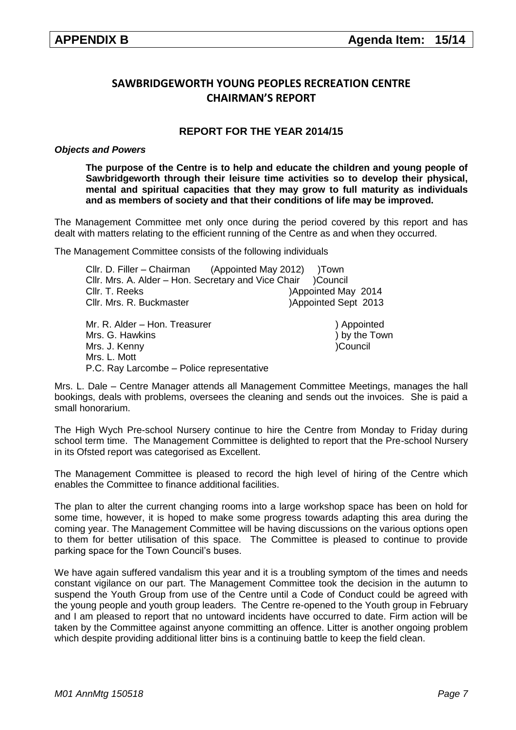| APPENDIX B | Agenda Item: 15/14 |
|---|---|

## SAWBRIDGEWORTH YOUNG PEOPLES RECREATION CENTRE CHAIRMAN'S REPORT

### REPORT FOR THE YEAR 2014/15

***Objects and Powers***

> **The purpose of the Centre is to help and educate the children and young people of Sawbridgeworth through their leisure time activities so to develop their physical, mental and spiritual capacities that they may grow to full maturity as individuals and as members of society and that their conditions of life may be improved.**

The Management Committee met only once during the period covered by this report and has dealt with matters relating to the efficient running of the Centre as and when they occurred.

The Management Committee consists of the following individuals

Cllr. D. Filler – Chairman (Appointed May 2012) )Town
Cllr. Mrs. A. Alder – Hon. Secretary and Vice Chair )Council
Cllr. T. Reeks )Appointed May 2014
Cllr. Mrs. R. Buckmaster )Appointed Sept 2013

Mr. R. Alder – Hon. Treasurer ) Appointed
Mrs. G. Hawkins ) by the Town
Mrs. J. Kenny )Council
Mrs. L. Mott
P.C. Ray Larcombe – Police representative

Mrs. L. Dale – Centre Manager attends all Management Committee Meetings, manages the hall bookings, deals with problems, oversees the cleaning and sends out the invoices. She is paid a small honorarium.

The High Wych Pre-school Nursery continue to hire the Centre from Monday to Friday during school term time. The Management Committee is delighted to report that the Pre-school Nursery in its Ofsted report was categorised as Excellent.

The Management Committee is pleased to record the high level of hiring of the Centre which enables the Committee to finance additional facilities.

The plan to alter the current changing rooms into a large workshop space has been on hold for some time, however, it is hoped to make some progress towards adapting this area during the coming year. The Management Committee will be having discussions on the various options open to them for better utilisation of this space. The Committee is pleased to continue to provide parking space for the Town Council's buses.

We have again suffered vandalism this year and it is a troubling symptom of the times and needs constant vigilance on our part. The Management Committee took the decision in the autumn to suspend the Youth Group from use of the Centre until a Code of Conduct could be agreed with the young people and youth group leaders. The Centre re-opened to the Youth group in February and I am pleased to report that no untoward incidents have occurred to date. Firm action will be taken by the Committee against anyone committing an offence. Litter is another ongoing problem which despite providing additional litter bins is a continuing battle to keep the field clean.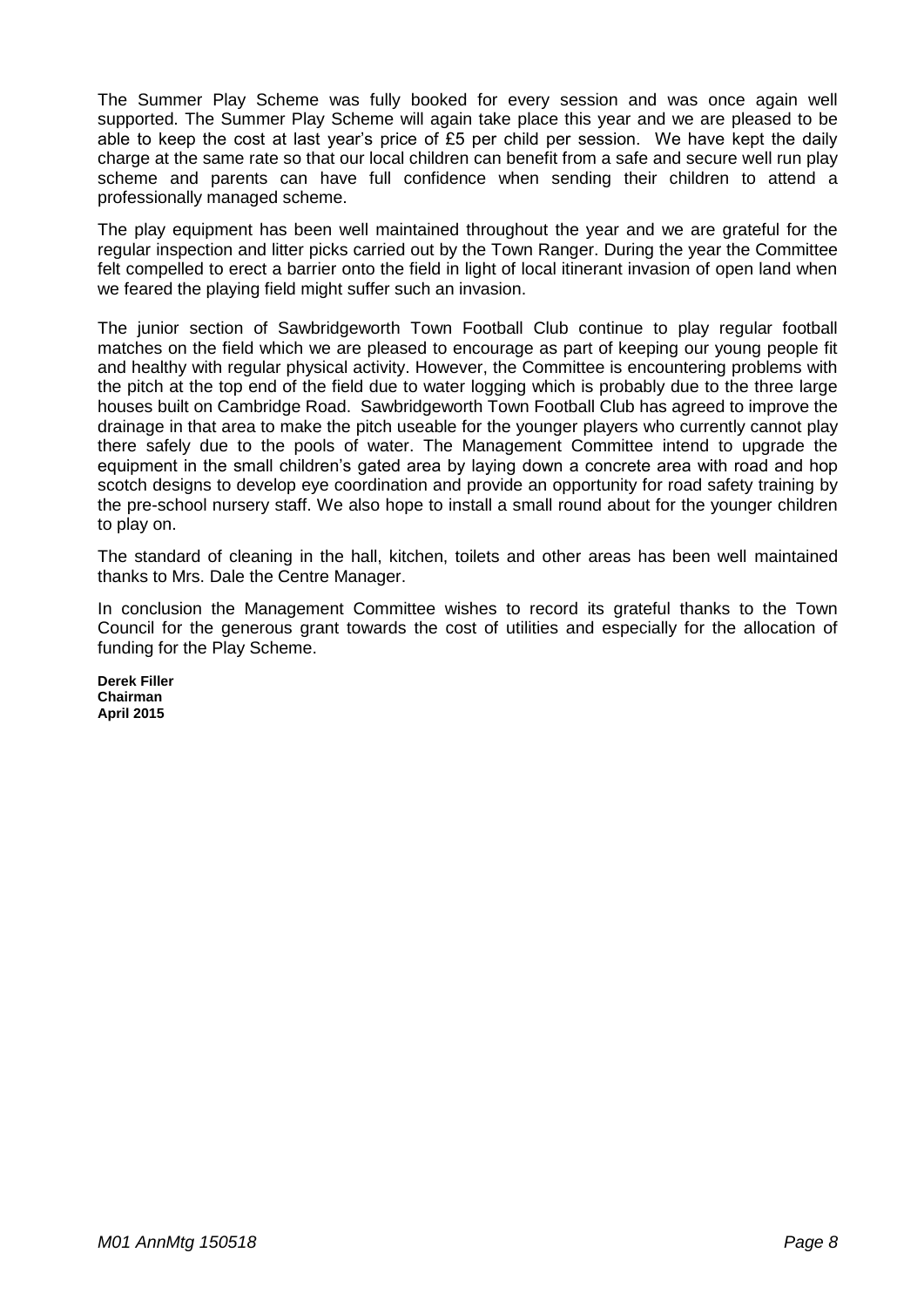The Summer Play Scheme was fully booked for every session and was once again well supported. The Summer Play Scheme will again take place this year and we are pleased to be able to keep the cost at last year's price of £5 per child per session. We have kept the daily charge at the same rate so that our local children can benefit from a safe and secure well run play scheme and parents can have full confidence when sending their children to attend a professionally managed scheme.

The play equipment has been well maintained throughout the year and we are grateful for the regular inspection and litter picks carried out by the Town Ranger. During the year the Committee felt compelled to erect a barrier onto the field in light of local itinerant invasion of open land when we feared the playing field might suffer such an invasion.

The junior section of Sawbridgeworth Town Football Club continue to play regular football matches on the field which we are pleased to encourage as part of keeping our young people fit and healthy with regular physical activity. However, the Committee is encountering problems with the pitch at the top end of the field due to water logging which is probably due to the three large houses built on Cambridge Road. Sawbridgeworth Town Football Club has agreed to improve the drainage in that area to make the pitch useable for the younger players who currently cannot play there safely due to the pools of water. The Management Committee intend to upgrade the equipment in the small children's gated area by laying down a concrete area with road and hop scotch designs to develop eye coordination and provide an opportunity for road safety training by the pre-school nursery staff. We also hope to install a small round about for the younger children to play on.

The standard of cleaning in the hall, kitchen, toilets and other areas has been well maintained thanks to Mrs. Dale the Centre Manager.

In conclusion the Management Committee wishes to record its grateful thanks to the Town Council for the generous grant towards the cost of utilities and especially for the allocation of funding for the Play Scheme.

**Derek Filler**
**Chairman**
**April 2015**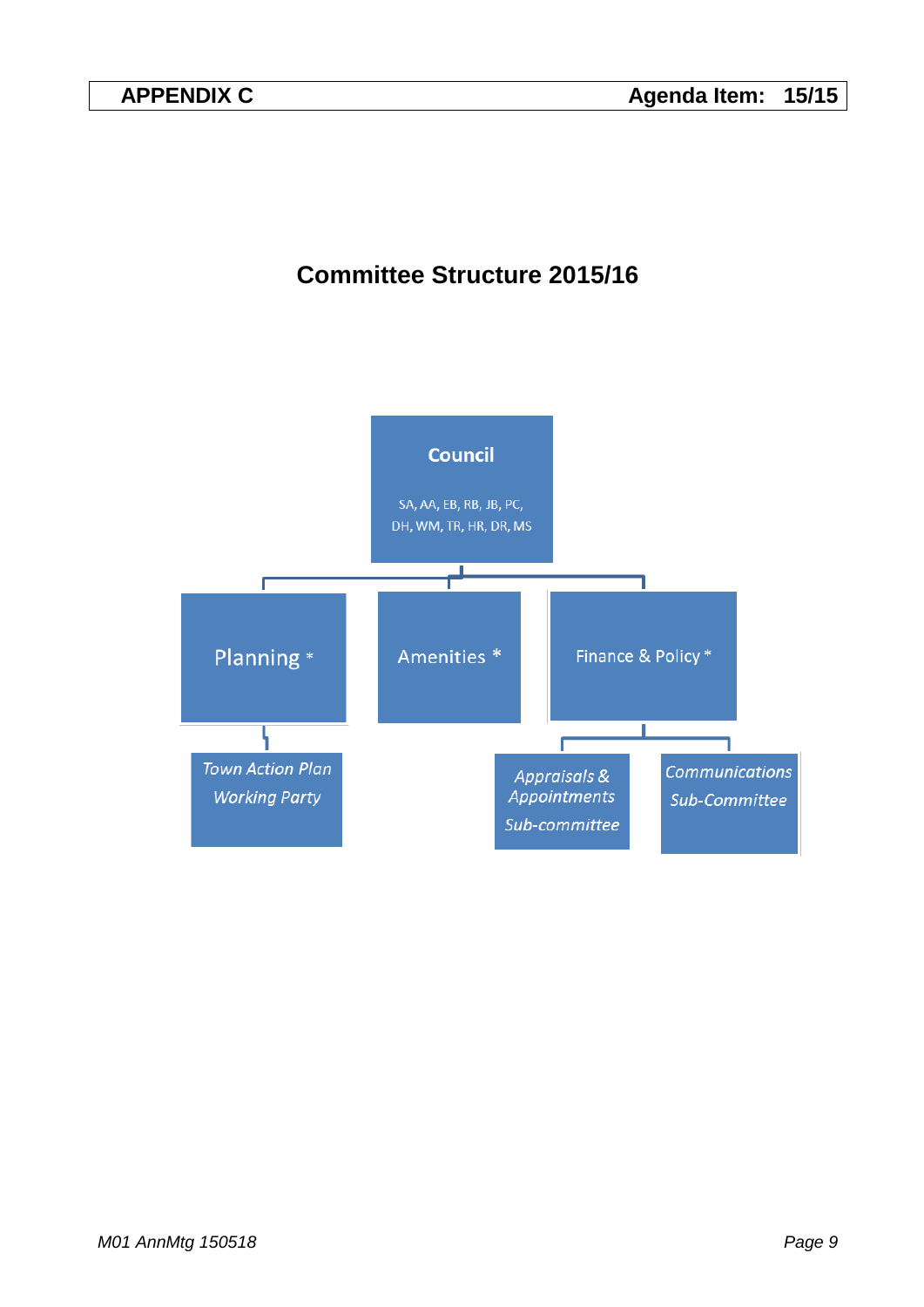**APPENDIX C** | **Agenda Item: 15/15**

## Committee Structure 2015/16

- **Council**
  SA, AA, EB, RB, JB, PC, DH, WM, TR, HR, DR, MS
  - Planning *
    - *Town Action Plan Working Party*
  - Amenities *
  - Finance & Policy *
    - *Appraisals & Appointments Sub-committee*
    - *Communications Sub-Committee*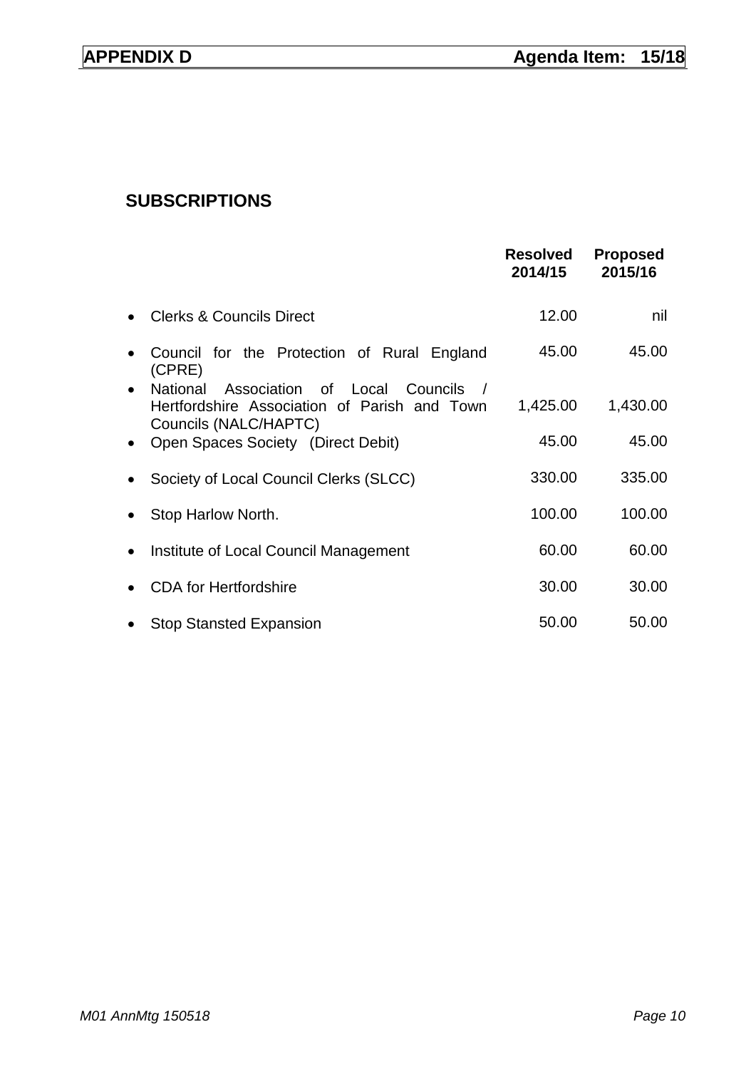**APPENDIX D** **Agenda Item: 15/18**

## SUBSCRIPTIONS

| | Resolved 2014/15 | Proposed 2015/16 |
|---|---|---|
| • Clerks & Councils Direct | 12.00 | nil |
| • Council for the Protection of Rural England (CPRE) | 45.00 | 45.00 |
| • National Association of Local Councils / Hertfordshire Association of Parish and Town Councils (NALC/HAPTC) | 1,425.00 | 1,430.00 |
| • Open Spaces Society (Direct Debit) | 45.00 | 45.00 |
| • Society of Local Council Clerks (SLCC) | 330.00 | 335.00 |
| • Stop Harlow North. | 100.00 | 100.00 |
| • Institute of Local Council Management | 60.00 | 60.00 |
| • CDA for Hertfordshire | 30.00 | 30.00 |
| • Stop Stansted Expansion | 50.00 | 50.00 |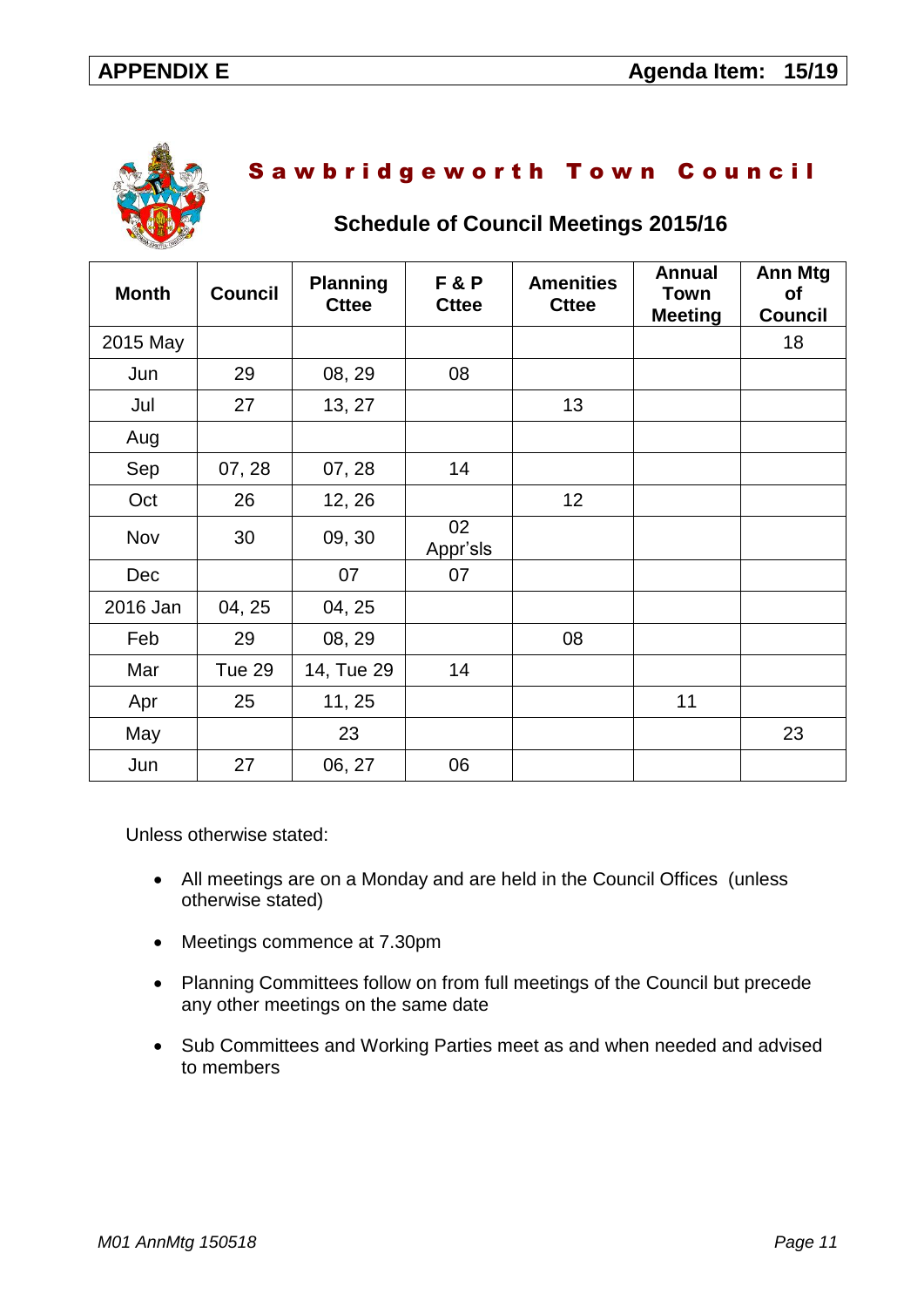**APPENDIX E** **Agenda Item: 15/19**

# Sawbridgeworth Town Council

## Schedule of Council Meetings 2015/16

| Month | Council | Planning Cttee | F & P Cttee | Amenities Cttee | Annual Town Meeting | Ann Mtg of Council |
|---|---|---|---|---|---|---|
| 2015 May | | | | | | 18 |
| Jun | 29 | 08, 29 | 08 | | | |
| Jul | 27 | 13, 27 | | 13 | | |
| Aug | | | | | | |
| Sep | 07, 28 | 07, 28 | 14 | | | |
| Oct | 26 | 12, 26 | | 12 | | |
| Nov | 30 | 09, 30 | 02 Appr'sls | | | |
| Dec | | 07 | 07 | | | |
| 2016 Jan | 04, 25 | 04, 25 | | | | |
| Feb | 29 | 08, 29 | | 08 | | |
| Mar | Tue 29 | 14, Tue 29 | 14 | | | |
| Apr | 25 | 11, 25 | | | 11 | |
| May | | 23 | | | | 23 |
| Jun | 27 | 06, 27 | 06 | | | |

Unless otherwise stated:

- All meetings are on a Monday and are held in the Council Offices (unless otherwise stated)
- Meetings commence at 7.30pm
- Planning Committees follow on from full meetings of the Council but precede any other meetings on the same date
- Sub Committees and Working Parties meet as and when needed and advised to members

*M01 AnnMtg 150518*